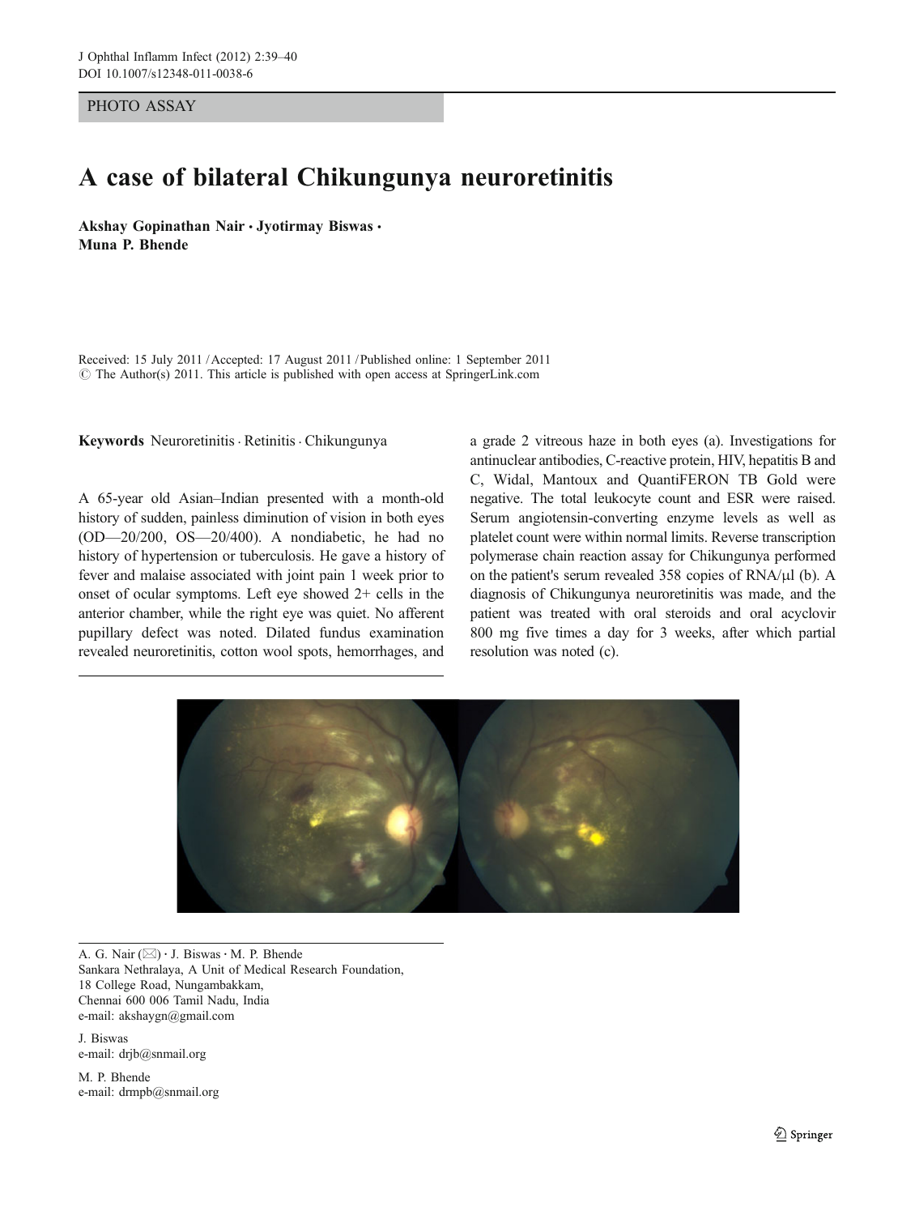PHOTO ASSAY

# A case of bilateral Chikungunya neuroretinitis

**Akshay Gopinathan Nair · Jyotirmay Biswas · Muna P. Bhende**

Received: 15 July 2011 / Accepted: 17 August 2011 / Published online: 1 September 2011
© The Author(s) 2011. This article is published with open access at SpringerLink.com

**Keywords** Neuroretinitis · Retinitis · Chikungunya

A 65-year old Asian–Indian presented with a month-old history of sudden, painless diminution of vision in both eyes (OD—20/200, OS—20/400). A nondiabetic, he had no history of hypertension or tuberculosis. He gave a history of fever and malaise associated with joint pain 1 week prior to onset of ocular symptoms. Left eye showed 2+ cells in the anterior chamber, while the right eye was quiet. No afferent pupillary defect was noted. Dilated fundus examination revealed neuroretinitis, cotton wool spots, hemorrhages, and a grade 2 vitreous haze in both eyes (a). Investigations for antinuclear antibodies, C-reactive protein, HIV, hepatitis B and C, Widal, Mantoux and QuantiFERON TB Gold were negative. The total leukocyte count and ESR were raised. Serum angiotensin-converting enzyme levels as well as platelet count were within normal limits. Reverse transcription polymerase chain reaction assay for Chikungunya performed on the patient's serum revealed 358 copies of RNA/μl (b). A diagnosis of Chikungunya neuroretinitis was made, and the patient was treated with oral steroids and oral acyclovir 800 mg five times a day for 3 weeks, after which partial resolution was noted (c).

A. G. Nair (✉) · J. Biswas · M. P. Bhende
Sankara Nethralaya, A Unit of Medical Research Foundation,
18 College Road, Nungambakkam,
Chennai 600 006 Tamil Nadu, India
e-mail: akshaygn@gmail.com

J. Biswas
e-mail: drjb@snmail.org

M. P. Bhende
e-mail: drmpb@snmail.org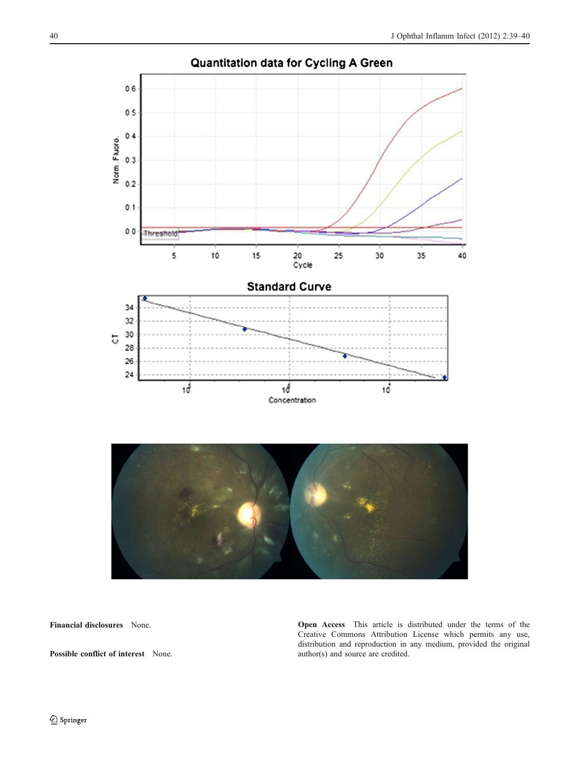Quantitation data for Cycling A Green

Norm. Fluoro.

0.6
0.5
0.4
0.3
0.2
0.1
0.0

Threshold

5 10 15 20 25 30 35 40

Cycle

Standard Curve

CT

34
32
30
28
26
24

$10^5$ $10^6$ $10^7$

Concentration

**Financial disclosures** None.

**Possible conflict of interest** None.

**Open Access** This article is distributed under the terms of the Creative Commons Attribution License which permits any use, distribution and reproduction in any medium, provided the original author(s) and source are credited.